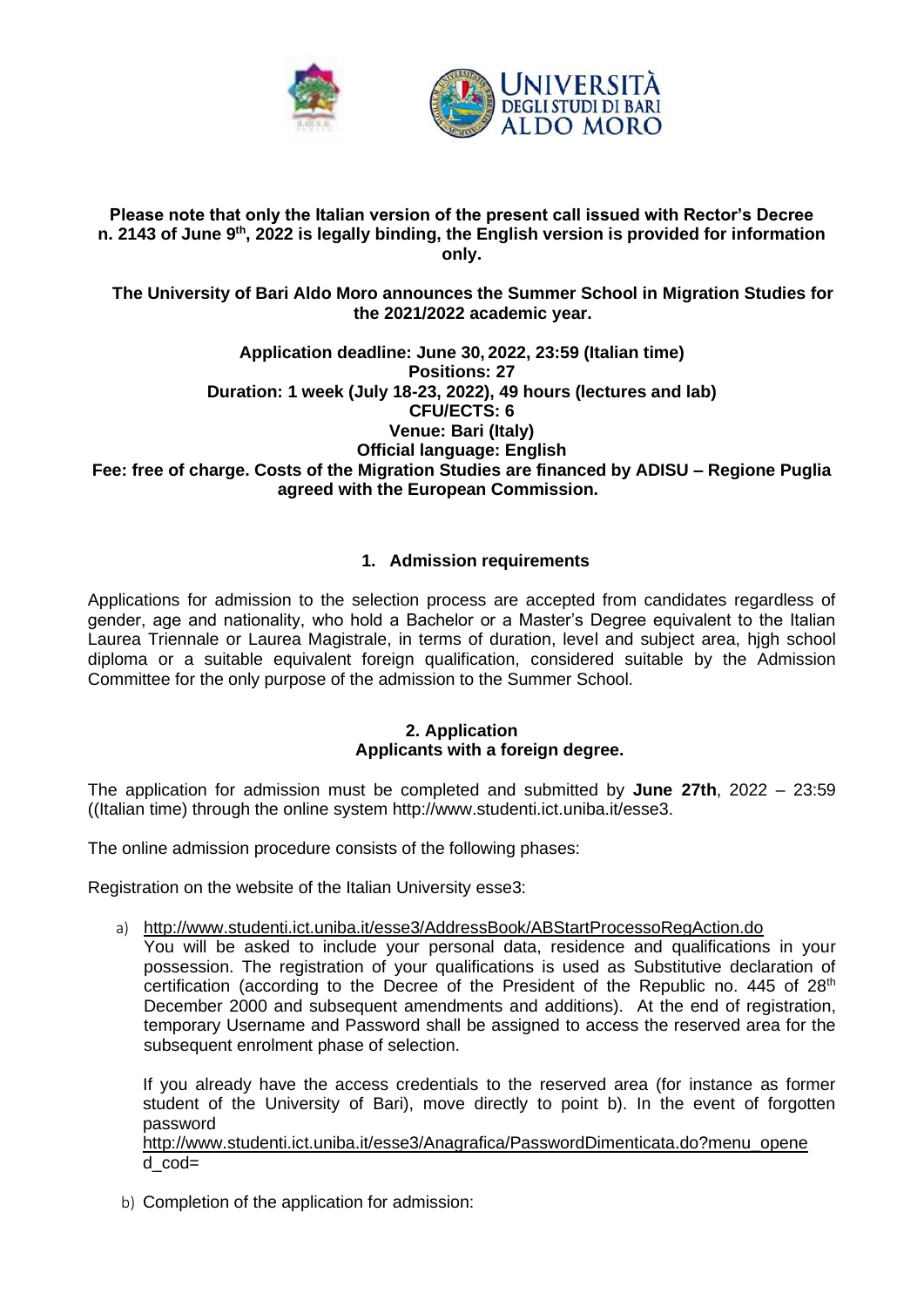**Please note that only the Italian version of the present call issued with Rector's Decree n. 2143 of June 9th, 2022 is legally binding, the English version is provided for information only.**

**The University of Bari Aldo Moro announces the Summer School in Migration Studies for the 2021/2022 academic year.**

**Application deadline: June 30, 2022, 23:59 (Italian time)**
**Positions: 27**
**Duration: 1 week (July 18-23, 2022), 49 hours (lectures and lab)**
**CFU/ECTS: 6**
**Venue: Bari (Italy)**
**Official language: English**
**Fee: free of charge. Costs of the Migration Studies are financed by ADISU – Regione Puglia agreed with the European Commission.**

## 1. Admission requirements

Applications for admission to the selection process are accepted from candidates regardless of gender, age and nationality, who hold a Bachelor or a Master's Degree equivalent to the Italian Laurea Triennale or Laurea Magistrale, in terms of duration, level and subject area, hjgh school diploma or a suitable equivalent foreign qualification, considered suitable by the Admission Committee for the only purpose of the admission to the Summer School.

## 2. Application

### Applicants with a foreign degree.

The application for admission must be completed and submitted by **June 27th**, 2022 – 23:59 ((Italian time) through the online system http://www.studenti.ict.uniba.it/esse3.

The online admission procedure consists of the following phases:

Registration on the website of the Italian University esse3:

a) http://www.studenti.ict.uniba.it/esse3/AddressBook/ABStartProcessoRegAction.do
You will be asked to include your personal data, residence and qualifications in your possession. The registration of your qualifications is used as Substitutive declaration of certification (according to the Decree of the President of the Republic no. 445 of 28th December 2000 and subsequent amendments and additions). At the end of registration, temporary Username and Password shall be assigned to access the reserved area for the subsequent enrolment phase of selection.

If you already have the access credentials to the reserved area (for instance as former student of the University of Bari), move directly to point b). In the event of forgotten password
http://www.studenti.ict.uniba.it/esse3/Anagrafica/PasswordDimenticata.do?menu_opened_cod=

b) Completion of the application for admission: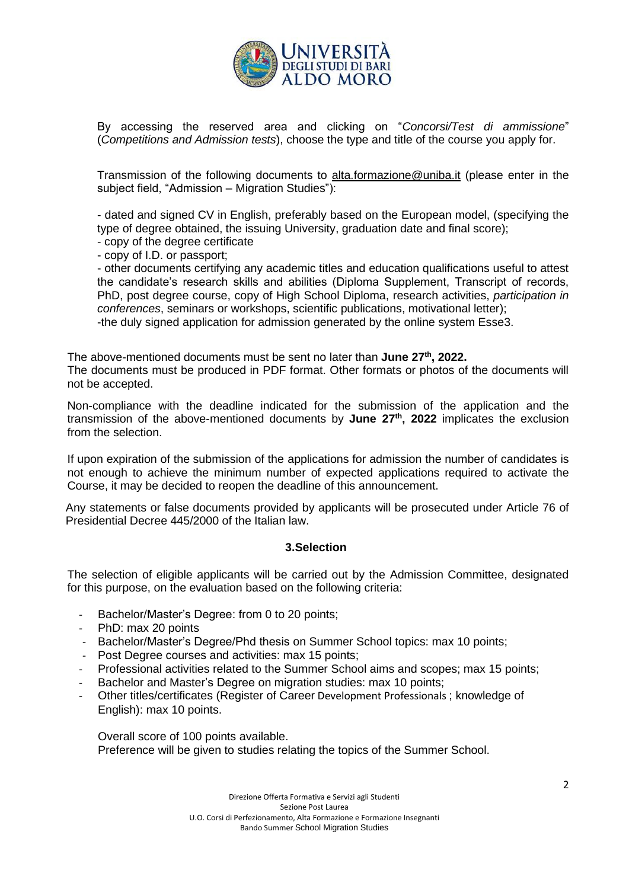By accessing the reserved area and clicking on "*Concorsi/Test di ammissione*" (*Competitions and Admission tests*), choose the type and title of the course you apply for.

Transmission of the following documents to alta.formazione@uniba.it (please enter in the subject field, "Admission – Migration Studies"):

- dated and signed CV in English, preferably based on the European model, (specifying the type of degree obtained, the issuing University, graduation date and final score);
- copy of the degree certificate
- copy of I.D. or passport;
- other documents certifying any academic titles and education qualifications useful to attest the candidate's research skills and abilities (Diploma Supplement, Transcript of records, PhD, post degree course, copy of High School Diploma, research activities, *participation in conferences*, seminars or workshops, scientific publications, motivational letter);
- the duly signed application for admission generated by the online system Esse3.

The above-mentioned documents must be sent no later than **June 27th, 2022.**
The documents must be produced in PDF format. Other formats or photos of the documents will not be accepted.

Non-compliance with the deadline indicated for the submission of the application and the transmission of the above-mentioned documents by **June 27th, 2022** implicates the exclusion from the selection.

If upon expiration of the submission of the applications for admission the number of candidates is not enough to achieve the minimum number of expected applications required to activate the Course, it may be decided to reopen the deadline of this announcement.

Any statements or false documents provided by applicants will be prosecuted under Article 76 of Presidential Decree 445/2000 of the Italian law.

## 3.Selection

The selection of eligible applicants will be carried out by the Admission Committee, designated for this purpose, on the evaluation based on the following criteria:

- Bachelor/Master's Degree: from 0 to 20 points;
- PhD: max 20 points
- Bachelor/Master's Degree/Phd thesis on Summer School topics: max 10 points;
- Post Degree courses and activities: max 15 points;
- Professional activities related to the Summer School aims and scopes; max 15 points;
- Bachelor and Master's Degree on migration studies: max 10 points;
- Other titles/certificates (Register of Career Development Professionals ; knowledge of English): max 10 points.

Overall score of 100 points available.
Preference will be given to studies relating the topics of the Summer School.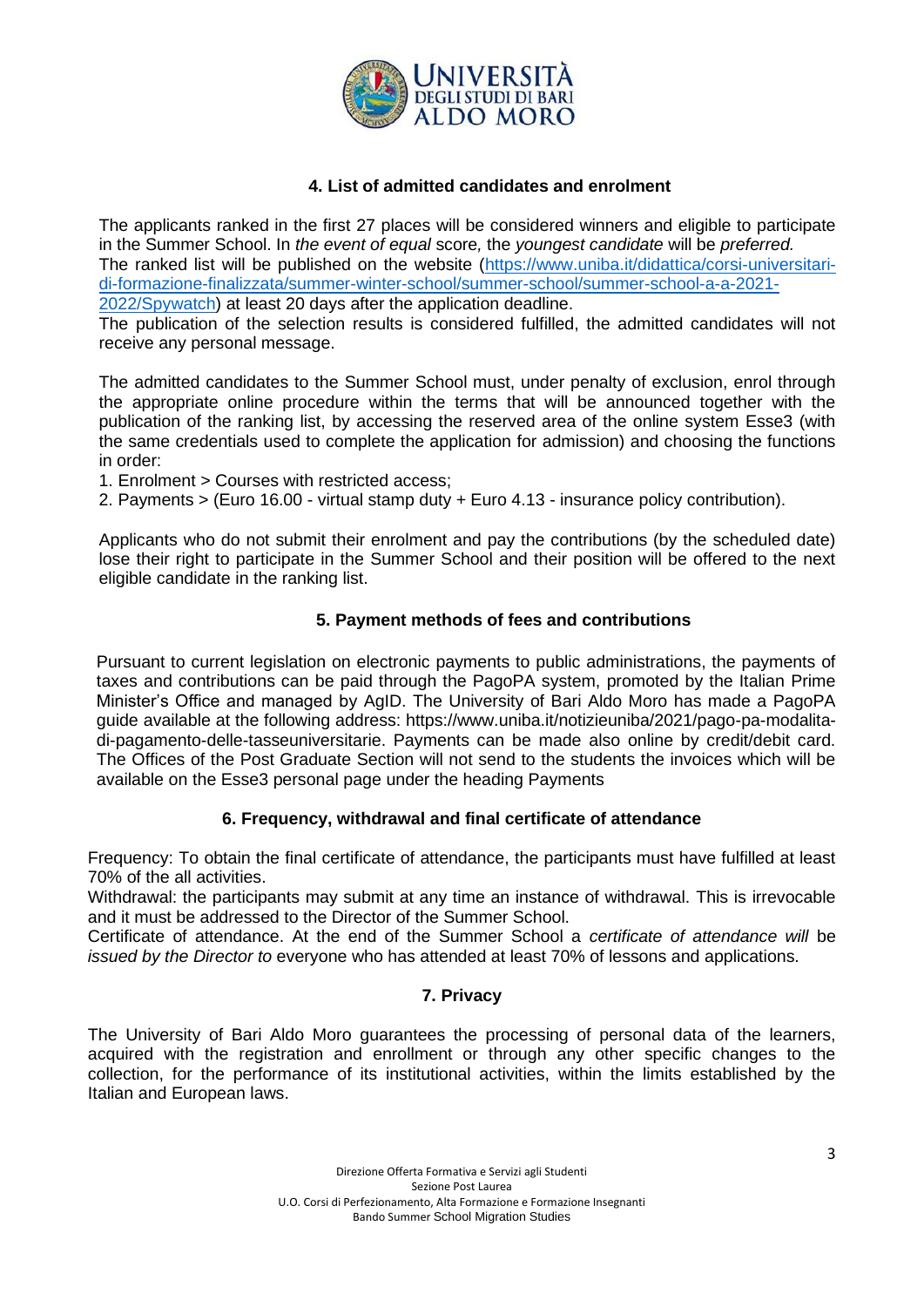### 4. List of admitted candidates and enrolment

The applicants ranked in the first 27 places will be considered winners and eligible to participate in the Summer School. In *the event of equal* score*,* the *youngest candidate* will be *preferred.*
The ranked list will be published on the website (https://www.uniba.it/didattica/corsi-universitari-di-formazione-finalizzata/summer-winter-school/summer-school/summer-school-a-a-2021-2022/Spywatch) at least 20 days after the application deadline.
The publication of the selection results is considered fulfilled, the admitted candidates will not receive any personal message.

The admitted candidates to the Summer School must, under penalty of exclusion, enrol through the appropriate online procedure within the terms that will be announced together with the publication of the ranking list, by accessing the reserved area of the online system Esse3 (with the same credentials used to complete the application for admission) and choosing the functions in order:

1. Enrolment > Courses with restricted access;
2. Payments > (Euro 16.00 - virtual stamp duty + Euro 4.13 - insurance policy contribution).

Applicants who do not submit their enrolment and pay the contributions (by the scheduled date) lose their right to participate in the Summer School and their position will be offered to the next eligible candidate in the ranking list.

### 5. Payment methods of fees and contributions

Pursuant to current legislation on electronic payments to public administrations, the payments of taxes and contributions can be paid through the PagoPA system, promoted by the Italian Prime Minister's Office and managed by AgID. The University of Bari Aldo Moro has made a PagoPA guide available at the following address: https://www.uniba.it/notizieuniba/2021/pago-pa-modalita-di-pagamento-delle-tasseuniversitarie. Payments can be made also online by credit/debit card. The Offices of the Post Graduate Section will not send to the students the invoices which will be available on the Esse3 personal page under the heading Payments

### 6. Frequency, withdrawal and final certificate of attendance

Frequency: To obtain the final certificate of attendance, the participants must have fulfilled at least 70% of the all activities.
Withdrawal: the participants may submit at any time an instance of withdrawal. This is irrevocable and it must be addressed to the Director of the Summer School.
Certificate of attendance. At the end of the Summer School a *certificate of attendance will* be *issued by the Director to* everyone who has attended at least 70% of lessons and applications.

### 7. Privacy

The University of Bari Aldo Moro guarantees the processing of personal data of the learners, acquired with the registration and enrollment or through any other specific changes to the collection, for the performance of its institutional activities, within the limits established by the Italian and European laws.